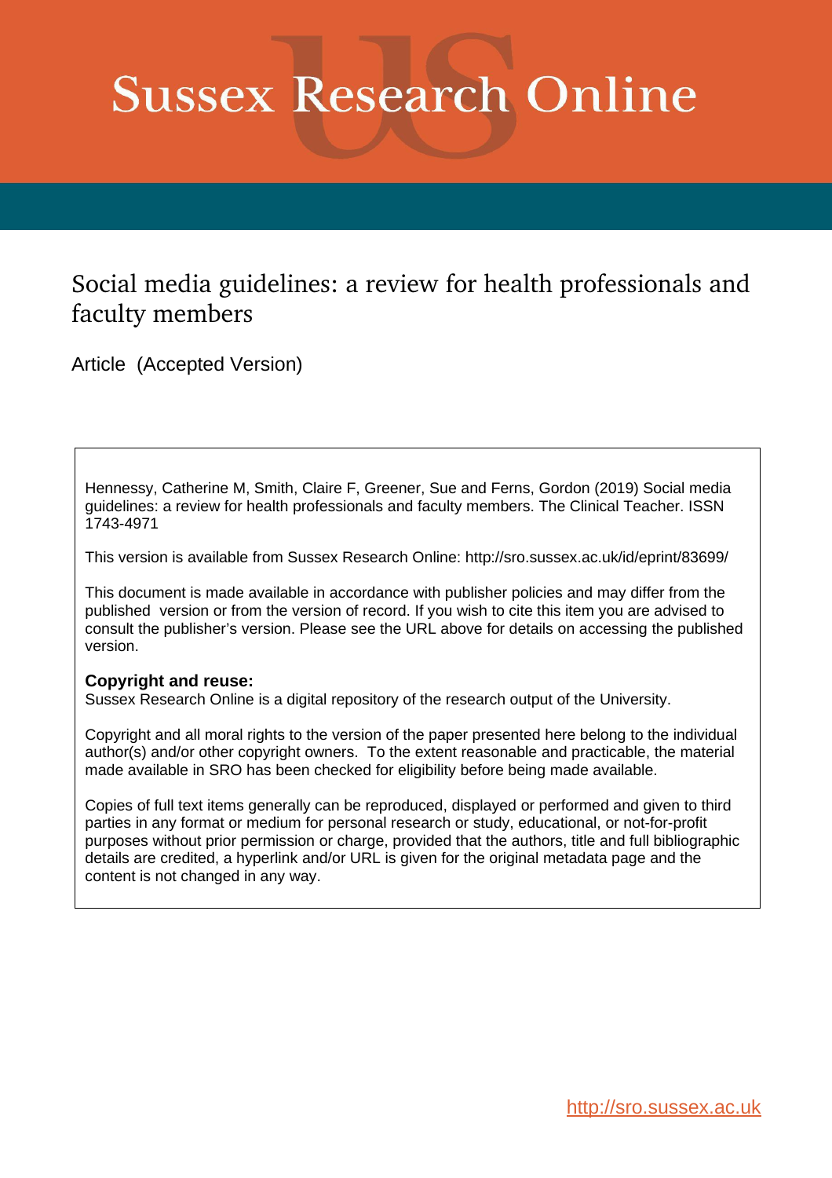# Sussex Research Online

## Social media guidelines: a review for health professionals and faculty members

Article (Accepted Version)

Hennessy, Catherine M, Smith, Claire F, Greener, Sue and Ferns, Gordon (2019) Social media guidelines: a review for health professionals and faculty members. The Clinical Teacher. ISSN 1743-4971

This version is available from Sussex Research Online: http://sro.sussex.ac.uk/id/eprint/83699/

This document is made available in accordance with publisher policies and may differ from the published version or from the version of record. If you wish to cite this item you are advised to consult the publisher's version. Please see the URL above for details on accessing the published version.

**Copyright and reuse:**
Sussex Research Online is a digital repository of the research output of the University.

Copyright and all moral rights to the version of the paper presented here belong to the individual author(s) and/or other copyright owners. To the extent reasonable and practicable, the material made available in SRO has been checked for eligibility before being made available.

Copies of full text items generally can be reproduced, displayed or performed and given to third parties in any format or medium for personal research or study, educational, or not-for-profit purposes without prior permission or charge, provided that the authors, title and full bibliographic details are credited, a hyperlink and/or URL is given for the original metadata page and the content is not changed in any way.

http://sro.sussex.ac.uk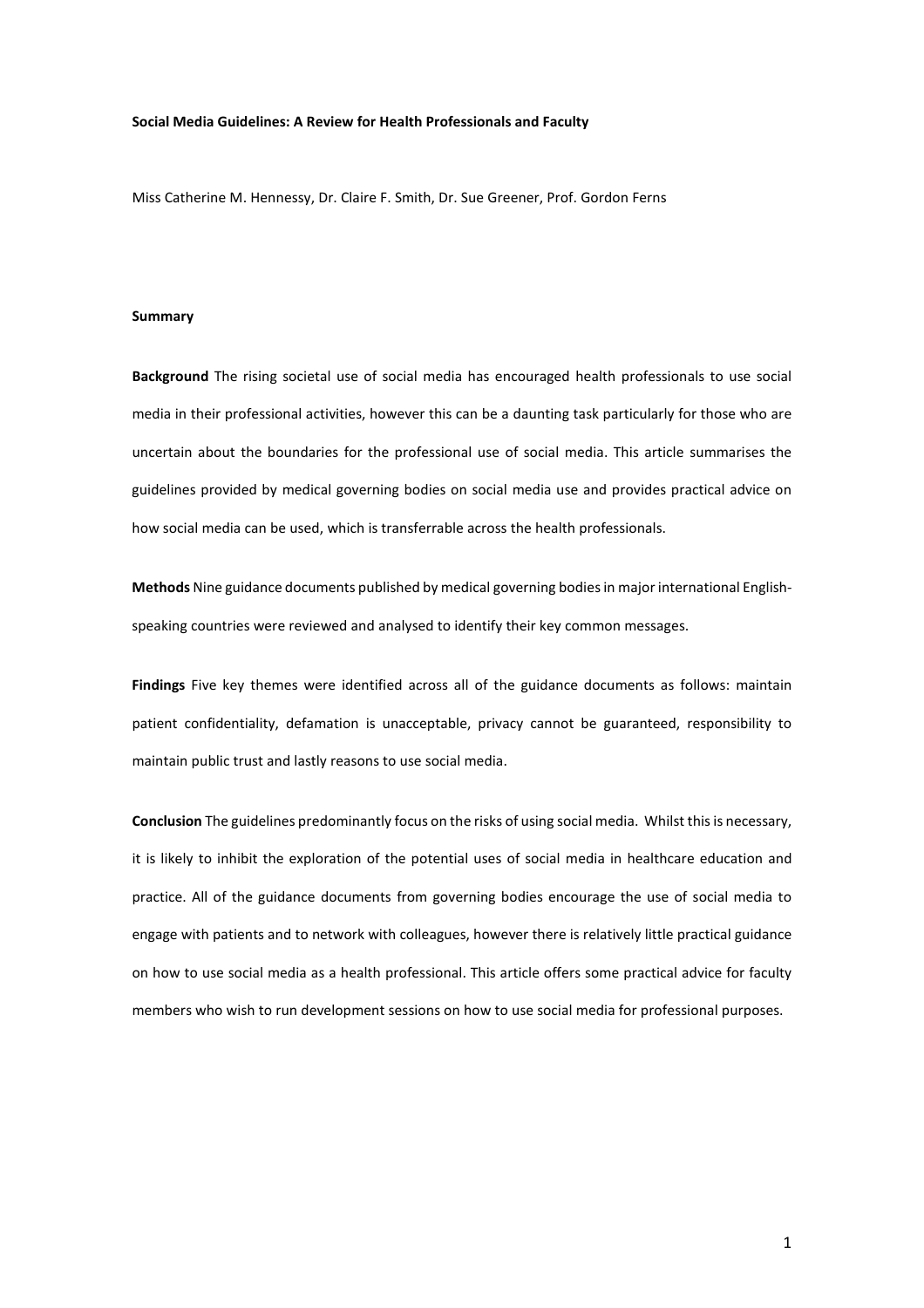**Social Media Guidelines: A Review for Health Professionals and Faculty**

Miss Catherine M. Hennessy, Dr. Claire F. Smith, Dr. Sue Greener, Prof. Gordon Ferns

**Summary**

**Background** The rising societal use of social media has encouraged health professionals to use social media in their professional activities, however this can be a daunting task particularly for those who are uncertain about the boundaries for the professional use of social media. This article summarises the guidelines provided by medical governing bodies on social media use and provides practical advice on how social media can be used, which is transferrable across the health professionals.

**Methods** Nine guidance documents published by medical governing bodies in major international English-speaking countries were reviewed and analysed to identify their key common messages.

**Findings** Five key themes were identified across all of the guidance documents as follows: maintain patient confidentiality, defamation is unacceptable, privacy cannot be guaranteed, responsibility to maintain public trust and lastly reasons to use social media.

**Conclusion** The guidelines predominantly focus on the risks of using social media. Whilst this is necessary, it is likely to inhibit the exploration of the potential uses of social media in healthcare education and practice. All of the guidance documents from governing bodies encourage the use of social media to engage with patients and to network with colleagues, however there is relatively little practical guidance on how to use social media as a health professional. This article offers some practical advice for faculty members who wish to run development sessions on how to use social media for professional purposes.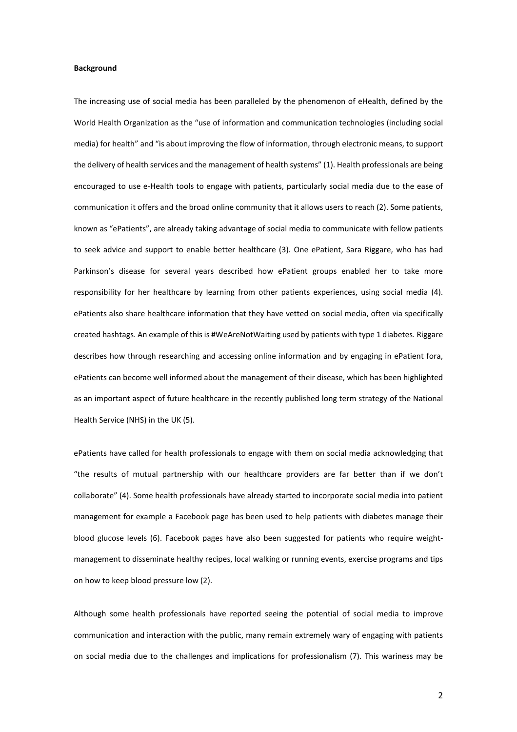**Background**

The increasing use of social media has been paralleled by the phenomenon of eHealth, defined by the World Health Organization as the "use of information and communication technologies (including social media) for health" and "is about improving the flow of information, through electronic means, to support the delivery of health services and the management of health systems" (1). Health professionals are being encouraged to use e-Health tools to engage with patients, particularly social media due to the ease of communication it offers and the broad online community that it allows users to reach (2). Some patients, known as "ePatients", are already taking advantage of social media to communicate with fellow patients to seek advice and support to enable better healthcare (3). One ePatient, Sara Riggare, who has had Parkinson's disease for several years described how ePatient groups enabled her to take more responsibility for her healthcare by learning from other patients experiences, using social media (4). ePatients also share healthcare information that they have vetted on social media, often via specifically created hashtags. An example of this is #WeAreNotWaiting used by patients with type 1 diabetes. Riggare describes how through researching and accessing online information and by engaging in ePatient fora, ePatients can become well informed about the management of their disease, which has been highlighted as an important aspect of future healthcare in the recently published long term strategy of the National Health Service (NHS) in the UK (5).

ePatients have called for health professionals to engage with them on social media acknowledging that "the results of mutual partnership with our healthcare providers are far better than if we don't collaborate" (4). Some health professionals have already started to incorporate social media into patient management for example a Facebook page has been used to help patients with diabetes manage their blood glucose levels (6). Facebook pages have also been suggested for patients who require weight-management to disseminate healthy recipes, local walking or running events, exercise programs and tips on how to keep blood pressure low (2).

Although some health professionals have reported seeing the potential of social media to improve communication and interaction with the public, many remain extremely wary of engaging with patients on social media due to the challenges and implications for professionalism (7). This wariness may be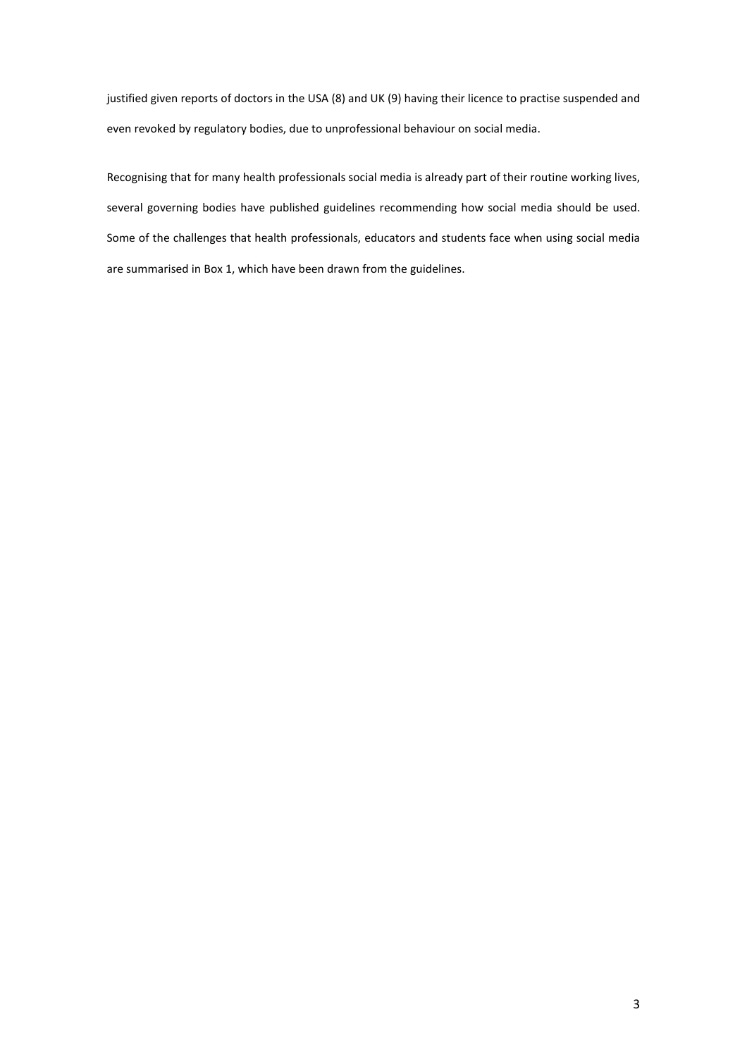justified given reports of doctors in the USA (8) and UK (9) having their licence to practise suspended and even revoked by regulatory bodies, due to unprofessional behaviour on social media.

Recognising that for many health professionals social media is already part of their routine working lives, several governing bodies have published guidelines recommending how social media should be used. Some of the challenges that health professionals, educators and students face when using social media are summarised in Box 1, which have been drawn from the guidelines.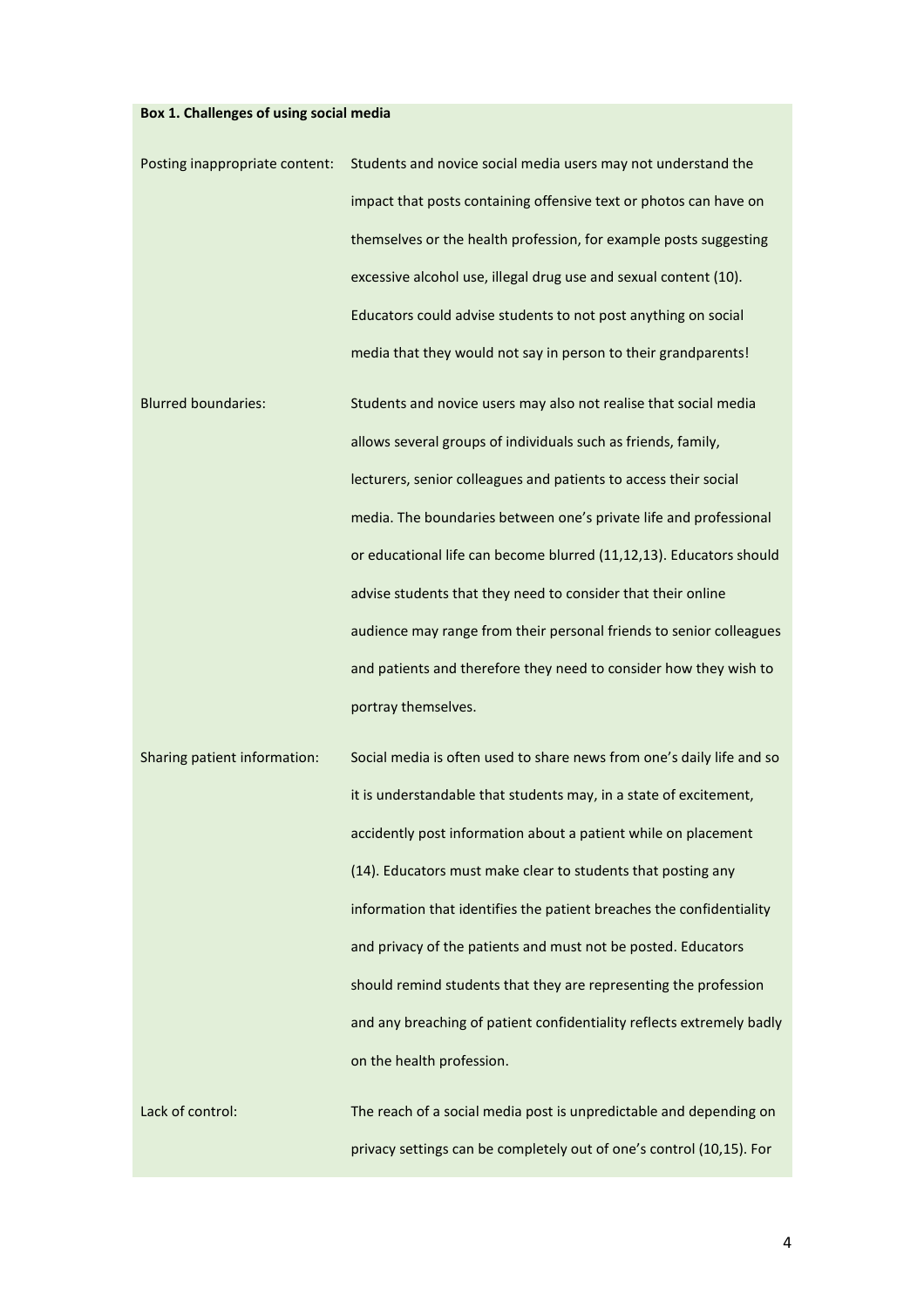**Box 1. Challenges of using social media**

| | |
|---|---|
| Posting inappropriate content: | Students and novice social media users may not understand the impact that posts containing offensive text or photos can have on themselves or the health profession, for example posts suggesting excessive alcohol use, illegal drug use and sexual content (10). Educators could advise students to not post anything on social media that they would not say in person to their grandparents! |
| Blurred boundaries: | Students and novice users may also not realise that social media allows several groups of individuals such as friends, family, lecturers, senior colleagues and patients to access their social media. The boundaries between one's private life and professional or educational life can become blurred (11,12,13). Educators should advise students that they need to consider that their online audience may range from their personal friends to senior colleagues and patients and therefore they need to consider how they wish to portray themselves. |
| Sharing patient information: | Social media is often used to share news from one's daily life and so it is understandable that students may, in a state of excitement, accidently post information about a patient while on placement (14). Educators must make clear to students that posting any information that identifies the patient breaches the confidentiality and privacy of the patients and must not be posted. Educators should remind students that they are representing the profession and any breaching of patient confidentiality reflects extremely badly on the health profession. |
| Lack of control: | The reach of a social media post is unpredictable and depending on privacy settings can be completely out of one's control (10,15). For |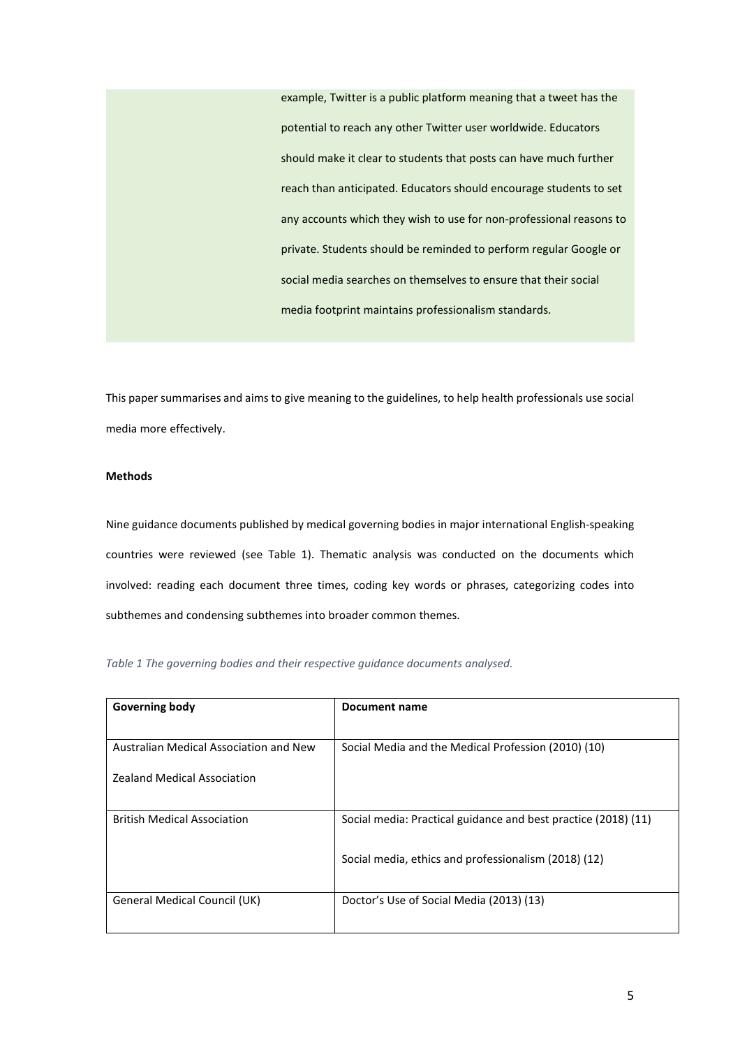example, Twitter is a public platform meaning that a tweet has the potential to reach any other Twitter user worldwide. Educators should make it clear to students that posts can have much further reach than anticipated. Educators should encourage students to set any accounts which they wish to use for non-professional reasons to private. Students should be reminded to perform regular Google or social media searches on themselves to ensure that their social media footprint maintains professionalism standards.

This paper summarises and aims to give meaning to the guidelines, to help health professionals use social media more effectively.

**Methods**

Nine guidance documents published by medical governing bodies in major international English-speaking countries were reviewed (see Table 1). Thematic analysis was conducted on the documents which involved: reading each document three times, coding key words or phrases, categorizing codes into subthemes and condensing subthemes into broader common themes.

*Table 1 The governing bodies and their respective guidance documents analysed.*

| Governing body | Document name |
|---|---|
| Australian Medical Association and New Zealand Medical Association | Social Media and the Medical Profession (2010) (10) |
| British Medical Association | Social media: Practical guidance and best practice (2018) (11)<br>Social media, ethics and professionalism (2018) (12) |
| General Medical Council (UK) | Doctor's Use of Social Media (2013) (13) |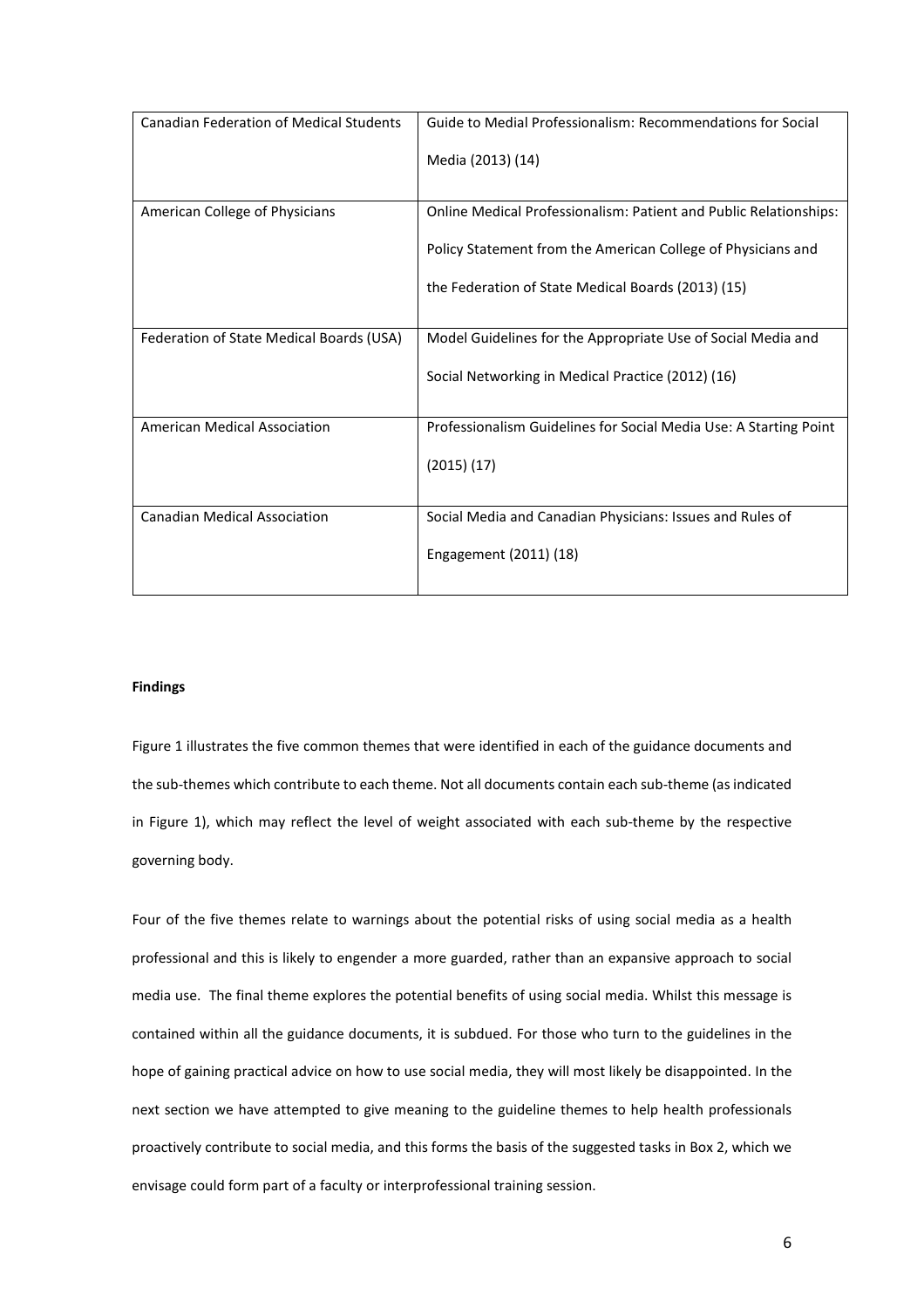| Canadian Federation of Medical Students | Guide to Medial Professionalism: Recommendations for Social Media (2013) (14) |
|---|---|
| American College of Physicians | Online Medical Professionalism: Patient and Public Relationships: Policy Statement from the American College of Physicians and the Federation of State Medical Boards (2013) (15) |
| Federation of State Medical Boards (USA) | Model Guidelines for the Appropriate Use of Social Media and Social Networking in Medical Practice (2012) (16) |
| American Medical Association | Professionalism Guidelines for Social Media Use: A Starting Point (2015) (17) |
| Canadian Medical Association | Social Media and Canadian Physicians: Issues and Rules of Engagement (2011) (18) |

**Findings**

Figure 1 illustrates the five common themes that were identified in each of the guidance documents and the sub-themes which contribute to each theme. Not all documents contain each sub-theme (as indicated in Figure 1), which may reflect the level of weight associated with each sub-theme by the respective governing body.

Four of the five themes relate to warnings about the potential risks of using social media as a health professional and this is likely to engender a more guarded, rather than an expansive approach to social media use. The final theme explores the potential benefits of using social media. Whilst this message is contained within all the guidance documents, it is subdued. For those who turn to the guidelines in the hope of gaining practical advice on how to use social media, they will most likely be disappointed. In the next section we have attempted to give meaning to the guideline themes to help health professionals proactively contribute to social media, and this forms the basis of the suggested tasks in Box 2, which we envisage could form part of a faculty or interprofessional training session.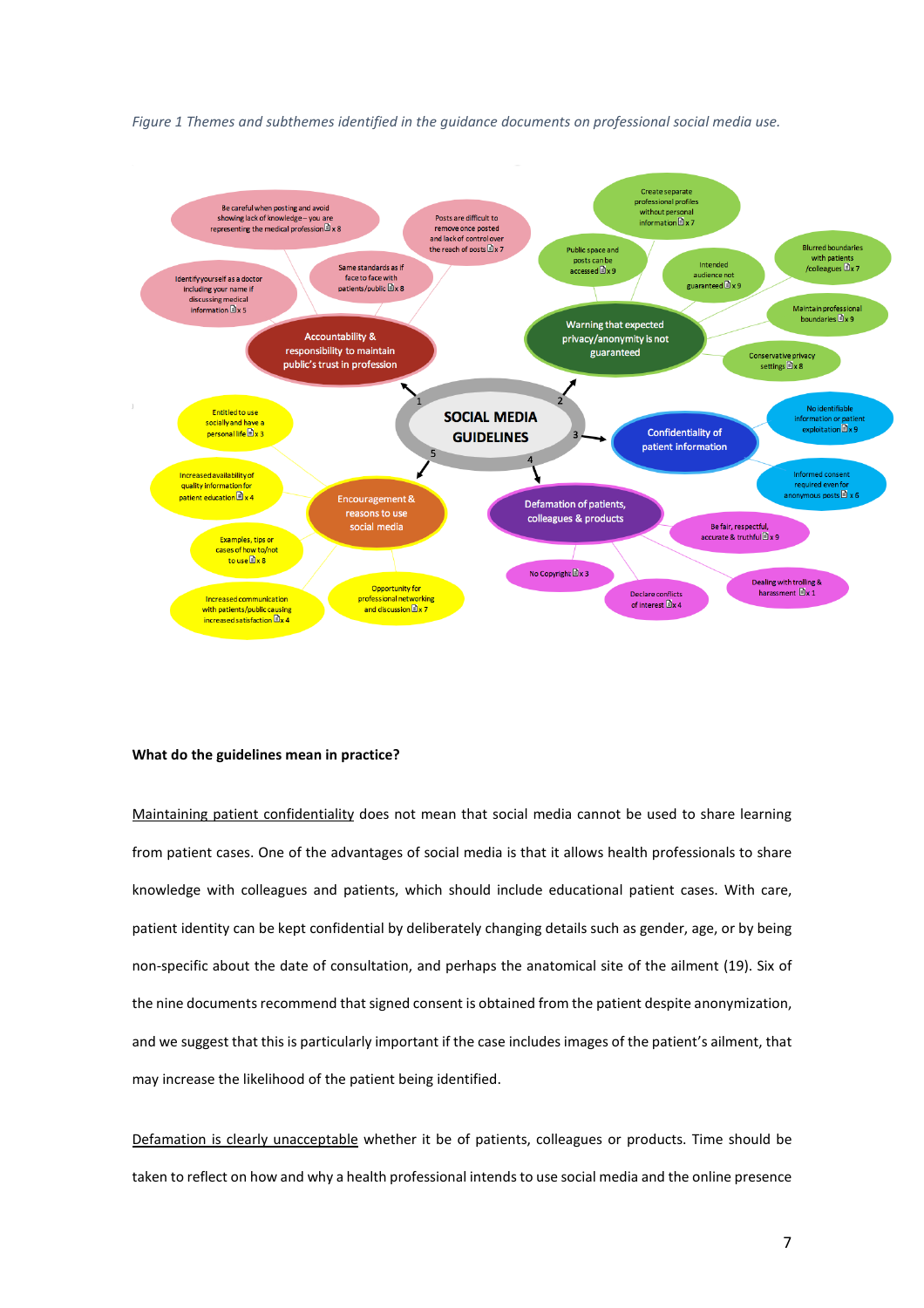*Figure 1 Themes and subthemes identified in the guidance documents on professional social media use.*

SOCIAL MEDIA GUIDELINES

1. Accountability & responsibility to maintain public's trust in profession
   - Be careful when posting and avoid showing lack of knowledge – you are representing the medical profession x 8
   - Posts are difficult to remove once posted and lack of control over the reach of posts x 7
   - Identify yourself as a doctor including your name if discussing medical information x 5
   - Same standards as if face to face with patients/public x 8
2. Warning that expected privacy/anonymity is not guaranteed
   - Create separate professional profiles without personal information x 7
   - Public space and posts can be accessed x 9
   - Intended audience not guaranteed x 9
   - Blurred boundaries with patients /colleagues x 7
   - Maintain professional boundaries x 9
   - Conservative privacy settings x 8
3. Confidentiality of patient information
   - No identifiable information or patient exploitation x 9
   - Informed consent required even for anonymous posts x 6
4. Defamation of patients, colleagues & products
   - Be fair, respectful, accurate & truthful x 9
   - No Copyright x 3
   - Declare conflicts of interest x 4
   - Dealing with trolling & harassment x 1
5. Encouragement & reasons to use social media
   - Entitled to use socially and have a personal life x 3
   - Increased availability of quality information for patient education x 4
   - Examples, tips or cases of how to/not to use x 8
   - Increased communication with patients/public causing increased satisfaction x 4
   - Opportunity for professional networking and discussion x 7

**What do the guidelines mean in practice?**

Maintaining patient confidentiality does not mean that social media cannot be used to share learning from patient cases. One of the advantages of social media is that it allows health professionals to share knowledge with colleagues and patients, which should include educational patient cases. With care, patient identity can be kept confidential by deliberately changing details such as gender, age, or by being non-specific about the date of consultation, and perhaps the anatomical site of the ailment (19). Six of the nine documents recommend that signed consent is obtained from the patient despite anonymization, and we suggest that this is particularly important if the case includes images of the patient's ailment, that may increase the likelihood of the patient being identified.

Defamation is clearly unacceptable whether it be of patients, colleagues or products. Time should be taken to reflect on how and why a health professional intends to use social media and the online presence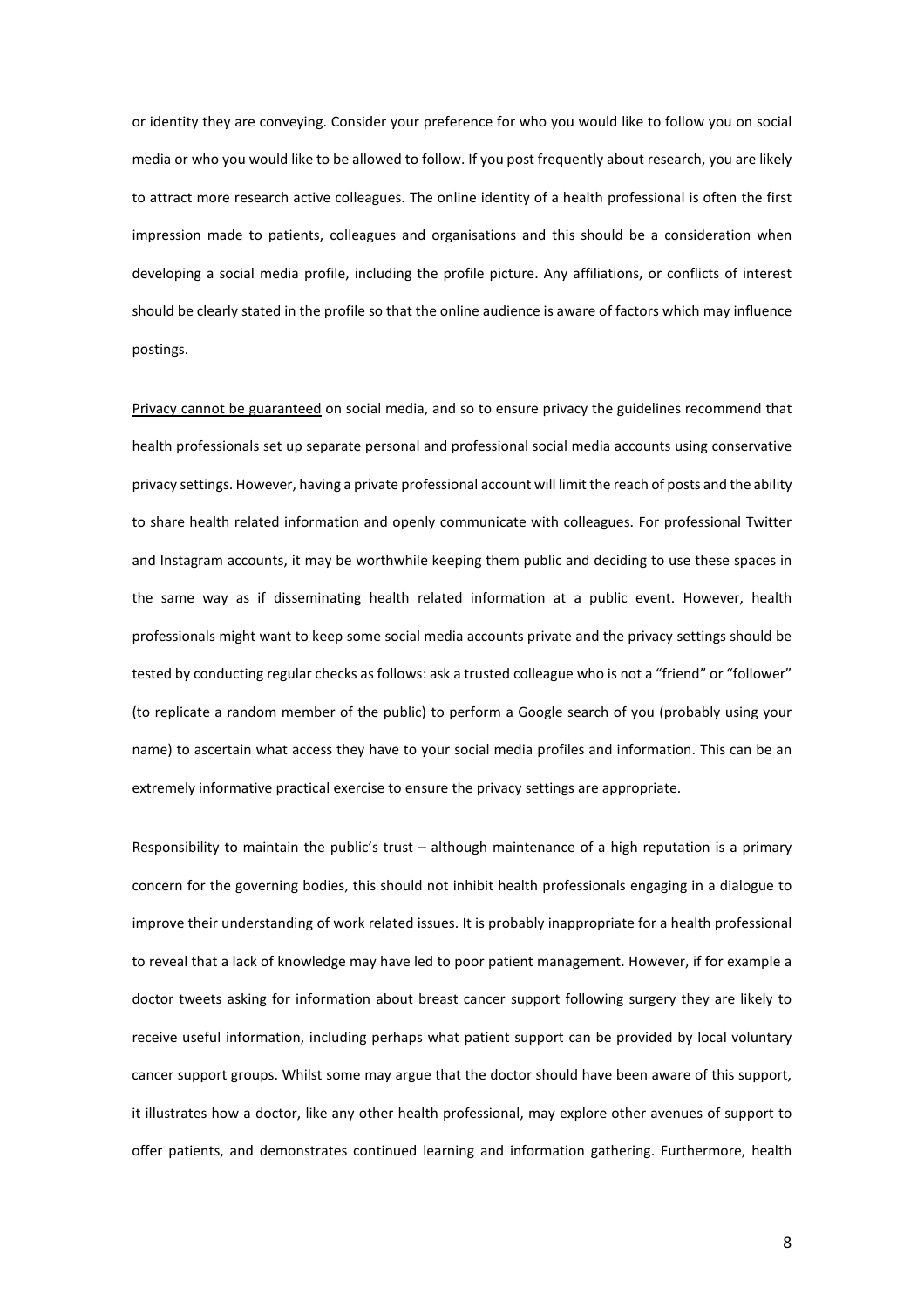or identity they are conveying. Consider your preference for who you would like to follow you on social media or who you would like to be allowed to follow. If you post frequently about research, you are likely to attract more research active colleagues. The online identity of a health professional is often the first impression made to patients, colleagues and organisations and this should be a consideration when developing a social media profile, including the profile picture. Any affiliations, or conflicts of interest should be clearly stated in the profile so that the online audience is aware of factors which may influence postings.

Privacy cannot be guaranteed on social media, and so to ensure privacy the guidelines recommend that health professionals set up separate personal and professional social media accounts using conservative privacy settings. However, having a private professional account will limit the reach of posts and the ability to share health related information and openly communicate with colleagues. For professional Twitter and Instagram accounts, it may be worthwhile keeping them public and deciding to use these spaces in the same way as if disseminating health related information at a public event. However, health professionals might want to keep some social media accounts private and the privacy settings should be tested by conducting regular checks as follows: ask a trusted colleague who is not a "friend" or "follower" (to replicate a random member of the public) to perform a Google search of you (probably using your name) to ascertain what access they have to your social media profiles and information. This can be an extremely informative practical exercise to ensure the privacy settings are appropriate.

Responsibility to maintain the public's trust – although maintenance of a high reputation is a primary concern for the governing bodies, this should not inhibit health professionals engaging in a dialogue to improve their understanding of work related issues. It is probably inappropriate for a health professional to reveal that a lack of knowledge may have led to poor patient management. However, if for example a doctor tweets asking for information about breast cancer support following surgery they are likely to receive useful information, including perhaps what patient support can be provided by local voluntary cancer support groups. Whilst some may argue that the doctor should have been aware of this support, it illustrates how a doctor, like any other health professional, may explore other avenues of support to offer patients, and demonstrates continued learning and information gathering. Furthermore, health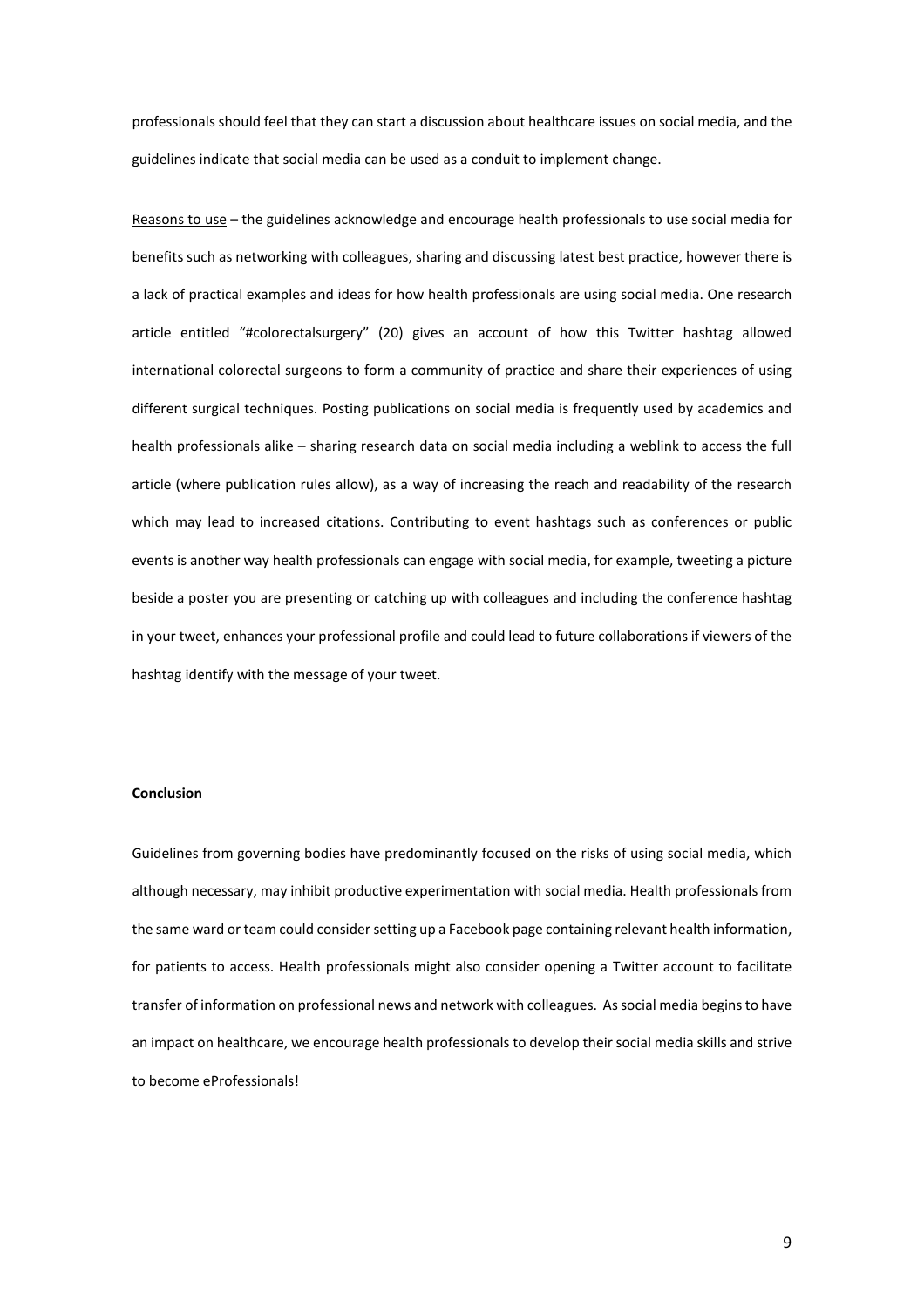professionals should feel that they can start a discussion about healthcare issues on social media, and the guidelines indicate that social media can be used as a conduit to implement change.

Reasons to use – the guidelines acknowledge and encourage health professionals to use social media for benefits such as networking with colleagues, sharing and discussing latest best practice, however there is a lack of practical examples and ideas for how health professionals are using social media. One research article entitled "#colorectalsurgery" (20) gives an account of how this Twitter hashtag allowed international colorectal surgeons to form a community of practice and share their experiences of using different surgical techniques. Posting publications on social media is frequently used by academics and health professionals alike – sharing research data on social media including a weblink to access the full article (where publication rules allow), as a way of increasing the reach and readability of the research which may lead to increased citations. Contributing to event hashtags such as conferences or public events is another way health professionals can engage with social media, for example, tweeting a picture beside a poster you are presenting or catching up with colleagues and including the conference hashtag in your tweet, enhances your professional profile and could lead to future collaborations if viewers of the hashtag identify with the message of your tweet.

**Conclusion**

Guidelines from governing bodies have predominantly focused on the risks of using social media, which although necessary, may inhibit productive experimentation with social media. Health professionals from the same ward or team could consider setting up a Facebook page containing relevant health information, for patients to access. Health professionals might also consider opening a Twitter account to facilitate transfer of information on professional news and network with colleagues. As social media begins to have an impact on healthcare, we encourage health professionals to develop their social media skills and strive to become eProfessionals!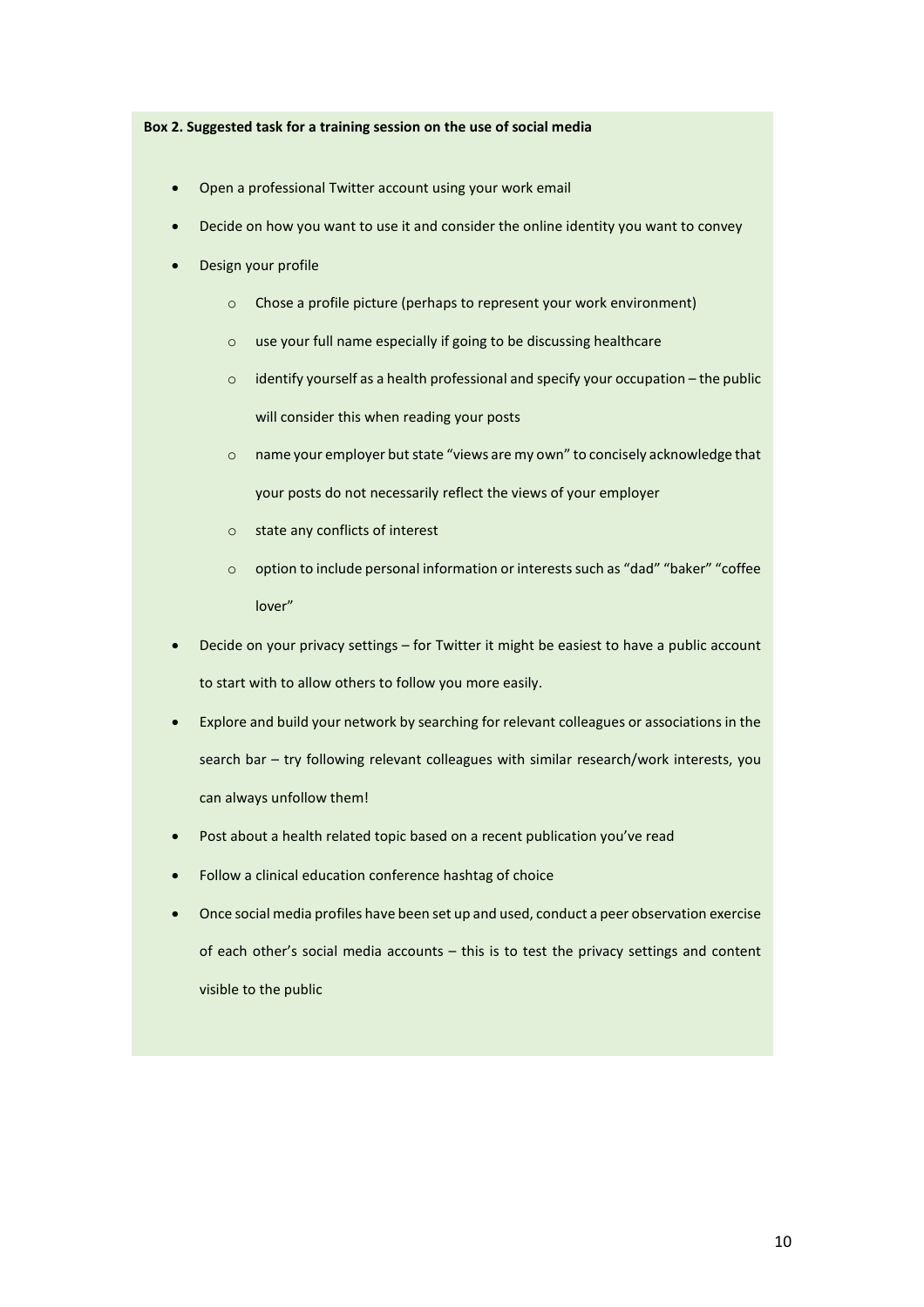**Box 2. Suggested task for a training session on the use of social media**

- Open a professional Twitter account using your work email
- Decide on how you want to use it and consider the online identity you want to convey
- Design your profile
  - Chose a profile picture (perhaps to represent your work environment)
  - use your full name especially if going to be discussing healthcare
  - identify yourself as a health professional and specify your occupation – the public will consider this when reading your posts
  - name your employer but state "views are my own" to concisely acknowledge that your posts do not necessarily reflect the views of your employer
  - state any conflicts of interest
  - option to include personal information or interests such as "dad" "baker" "coffee lover"
- Decide on your privacy settings – for Twitter it might be easiest to have a public account to start with to allow others to follow you more easily.
- Explore and build your network by searching for relevant colleagues or associations in the search bar – try following relevant colleagues with similar research/work interests, you can always unfollow them!
- Post about a health related topic based on a recent publication you've read
- Follow a clinical education conference hashtag of choice
- Once social media profiles have been set up and used, conduct a peer observation exercise of each other's social media accounts – this is to test the privacy settings and content visible to the public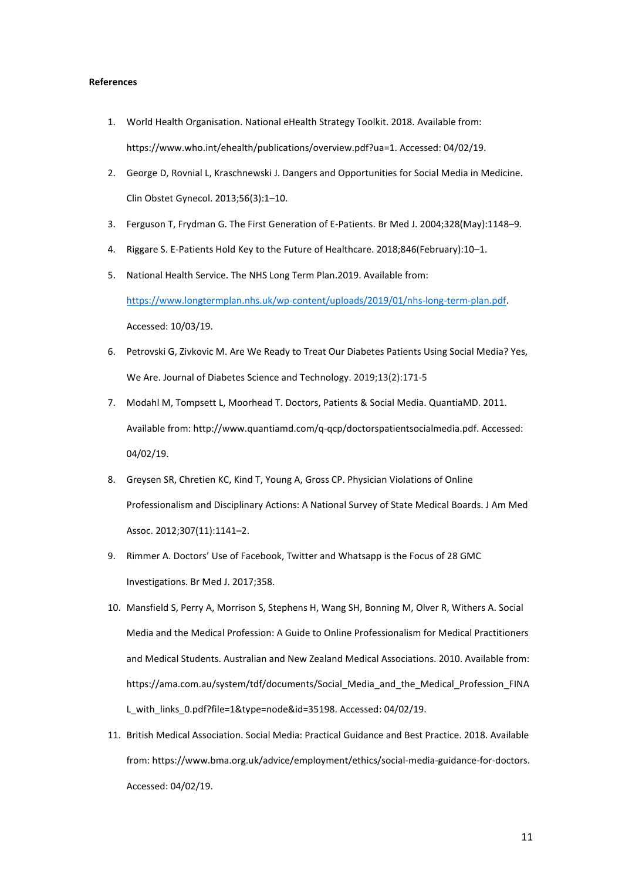**References**

1. World Health Organisation. National eHealth Strategy Toolkit. 2018. Available from: https://www.who.int/ehealth/publications/overview.pdf?ua=1. Accessed: 04/02/19.
2. George D, Rovnial L, Kraschnewski J. Dangers and Opportunities for Social Media in Medicine. Clin Obstet Gynecol. 2013;56(3):1–10.
3. Ferguson T, Frydman G. The First Generation of E-Patients. Br Med J. 2004;328(May):1148–9.
4. Riggare S. E-Patients Hold Key to the Future of Healthcare. 2018;846(February):10–1.
5. National Health Service. The NHS Long Term Plan.2019. Available from: https://www.longtermplan.nhs.uk/wp-content/uploads/2019/01/nhs-long-term-plan.pdf. Accessed: 10/03/19.
6. Petrovski G, Zivkovic M. Are We Ready to Treat Our Diabetes Patients Using Social Media? Yes, We Are. Journal of Diabetes Science and Technology. 2019;13(2):171-5
7. Modahl M, Tompsett L, Moorhead T. Doctors, Patients & Social Media. QuantiaMD. 2011. Available from: http://www.quantiamd.com/q-qcp/doctorspatientsocialmedia.pdf. Accessed: 04/02/19.
8. Greysen SR, Chretien KC, Kind T, Young A, Gross CP. Physician Violations of Online Professionalism and Disciplinary Actions: A National Survey of State Medical Boards. J Am Med Assoc. 2012;307(11):1141–2.
9. Rimmer A. Doctors' Use of Facebook, Twitter and Whatsapp is the Focus of 28 GMC Investigations. Br Med J. 2017;358.
10. Mansfield S, Perry A, Morrison S, Stephens H, Wang SH, Bonning M, Olver R, Withers A. Social Media and the Medical Profession: A Guide to Online Professionalism for Medical Practitioners and Medical Students. Australian and New Zealand Medical Associations. 2010. Available from: https://ama.com.au/system/tdf/documents/Social_Media_and_the_Medical_Profession_FINAL_with_links_0.pdf?file=1&type=node&id=35198. Accessed: 04/02/19.
11. British Medical Association. Social Media: Practical Guidance and Best Practice. 2018. Available from: https://www.bma.org.uk/advice/employment/ethics/social-media-guidance-for-doctors. Accessed: 04/02/19.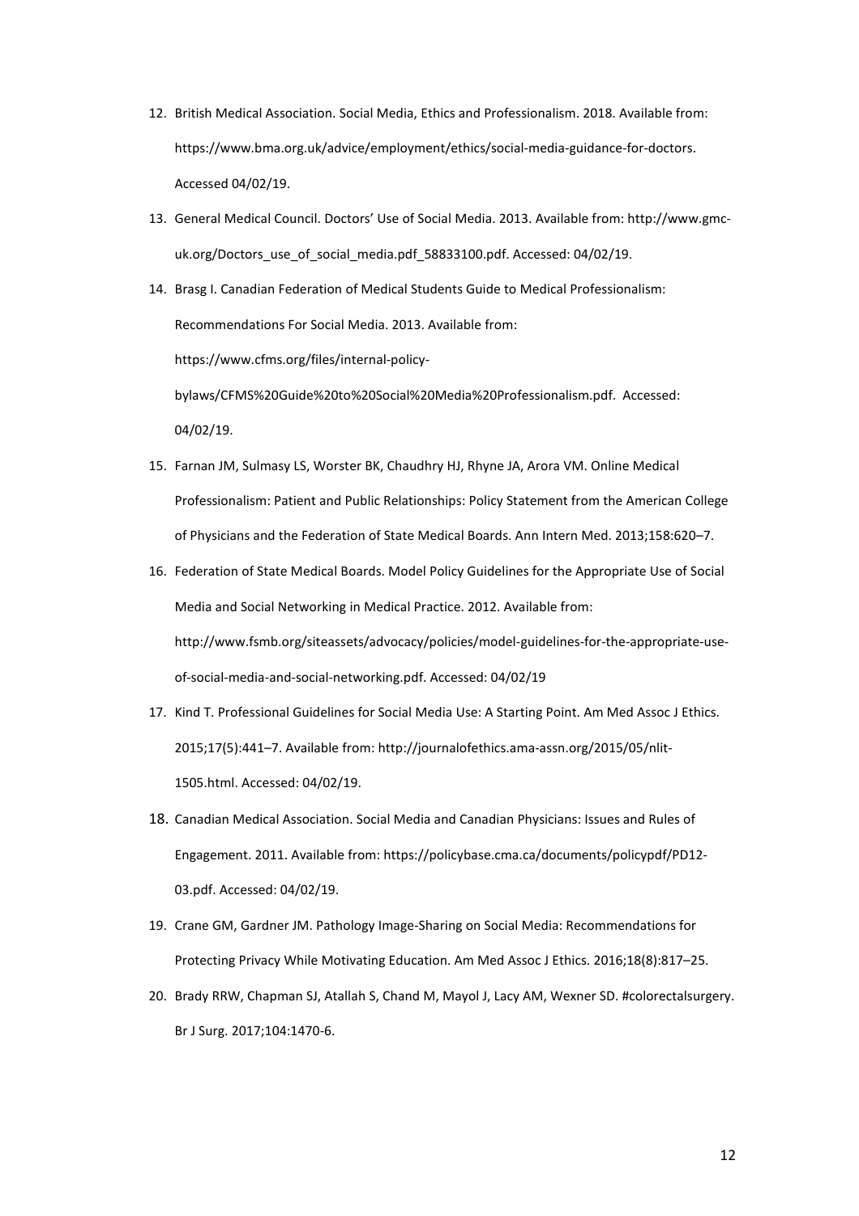12. British Medical Association. Social Media, Ethics and Professionalism. 2018. Available from: https://www.bma.org.uk/advice/employment/ethics/social-media-guidance-for-doctors. Accessed 04/02/19.
13. General Medical Council. Doctors' Use of Social Media. 2013. Available from: http://www.gmc-uk.org/Doctors_use_of_social_media.pdf_58833100.pdf. Accessed: 04/02/19.
14. Brasg I. Canadian Federation of Medical Students Guide to Medical Professionalism: Recommendations For Social Media. 2013. Available from: https://www.cfms.org/files/internal-policy-bylaws/CFMS%20Guide%20to%20Social%20Media%20Professionalism.pdf. Accessed: 04/02/19.
15. Farnan JM, Sulmasy LS, Worster BK, Chaudhry HJ, Rhyne JA, Arora VM. Online Medical Professionalism: Patient and Public Relationships: Policy Statement from the American College of Physicians and the Federation of State Medical Boards. Ann Intern Med. 2013;158:620–7.
16. Federation of State Medical Boards. Model Policy Guidelines for the Appropriate Use of Social Media and Social Networking in Medical Practice. 2012. Available from: http://www.fsmb.org/siteassets/advocacy/policies/model-guidelines-for-the-appropriate-use-of-social-media-and-social-networking.pdf. Accessed: 04/02/19
17. Kind T. Professional Guidelines for Social Media Use: A Starting Point. Am Med Assoc J Ethics. 2015;17(5):441–7. Available from: http://journalofethics.ama-assn.org/2015/05/nlit-1505.html. Accessed: 04/02/19.
18. Canadian Medical Association. Social Media and Canadian Physicians: Issues and Rules of Engagement. 2011. Available from: https://policybase.cma.ca/documents/policypdf/PD12-03.pdf. Accessed: 04/02/19.
19. Crane GM, Gardner JM. Pathology Image-Sharing on Social Media: Recommendations for Protecting Privacy While Motivating Education. Am Med Assoc J Ethics. 2016;18(8):817–25.
20. Brady RRW, Chapman SJ, Atallah S, Chand M, Mayol J, Lacy AM, Wexner SD. #colorectalsurgery. Br J Surg. 2017;104:1470-6.